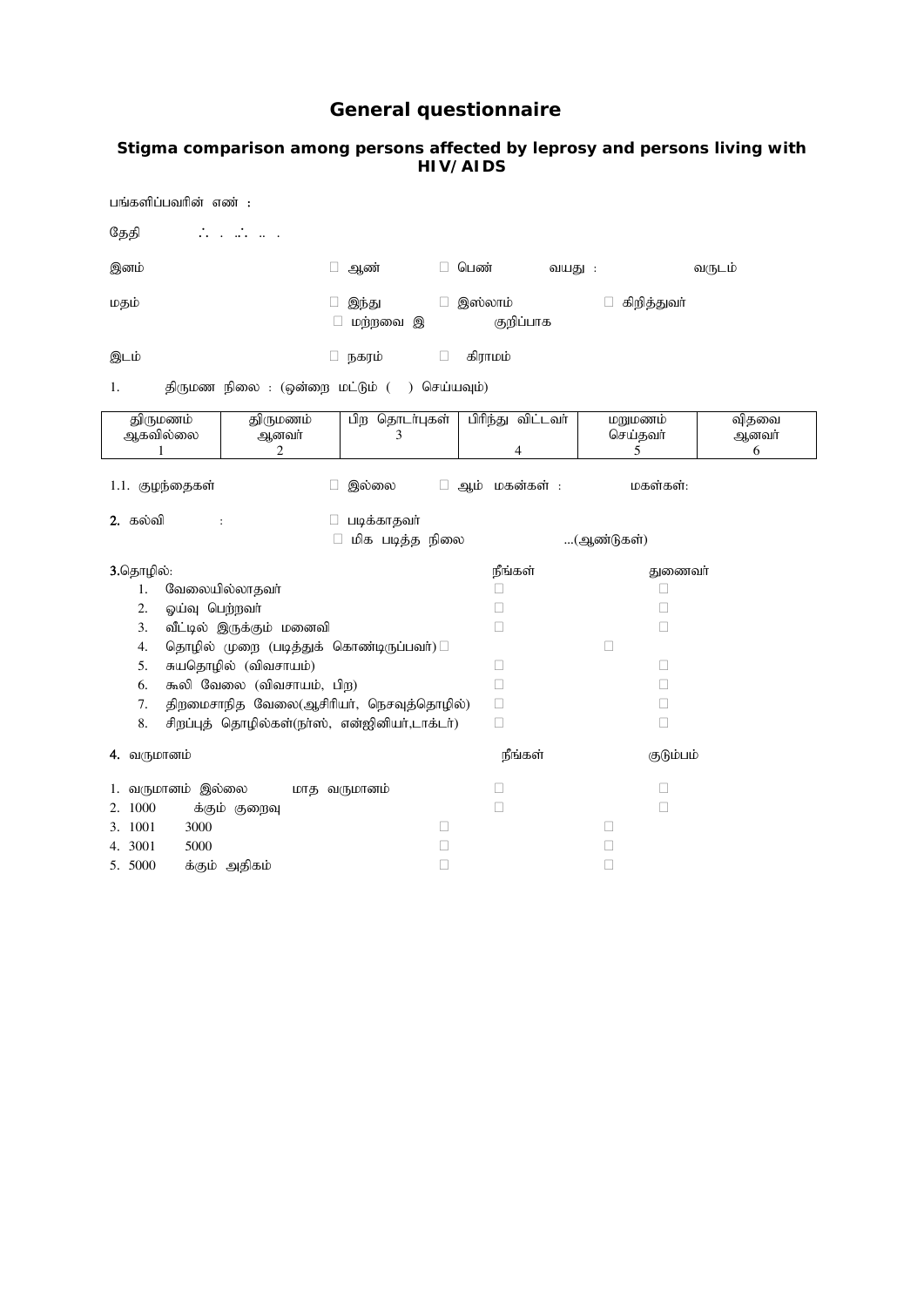# General questionnaire

## Stigma comparison among persons affected by leprosy and persons living with HIV/AIDS

பங்களிப்பவரின் எண் :

தேதி ∴ . .∴ .. .

இனம் □ ஆண் □ பெண் வயது : வருடம்

மதம் □ இந்து □ இஸ்லாம் □ கிறித்துவர்
□ மற்றவை இ குறிப்பாக

இடம் □ நகரம் □ கிராமம்

1. திருமண நிலை : (ஒன்றை மட்டும் ( ) செய்யவும்)

| திருமணம் ஆகவில்லை 1 | திருமணம் ஆனவர் 2 | பிற தொடர்புகள் 3 | பிரிந்து விட்டவர் 4 | மறுமணம் செய்தவர் 5 | விதவை ஆனவர் 6 |
|---|---|---|---|---|---|

1.1. குழந்தைகள் □ இல்லை □ ஆம் மகன்கள் : மகள்கள்:

**2.** கல்வி : □ படிக்காதவர்
□ மிக படித்த நிலை ...(ஆண்டுகள்)

**3.**தொழில்:

| | நீங்கள் | துணைவர் |
|---|---|---|
| 1. வேலையில்லாதவர் | □ | □ |
| 2. ஓய்வு பெற்றவர் | □ | □ |
| 3. வீட்டில் இருக்கும் மனைவி | □ | □ |
| 4. தொழில் முறை (படித்துக் கொண்டிருப்பவர்) | □ | □ |
| 5. சுயதொழில் (விவசாயம்) | □ | □ |
| 6. கூலி வேலை (விவசாயம், பிற) | □ | □ |
| 7. திறமைசாறித வேலை(ஆசிரியர், நெசவுத்தொழில்) | □ | □ |
| 8. சிறப்புத் தொழில்கள்(நர்ஸ், என்ஜினியர்,டாக்டர்) | □ | □ |

**4.** வருமானம்

| மாத வருமானம் | நீங்கள் | குடும்பம் |
|---|---|---|
| 1. வருமானம் இல்லை | □ | □ |
| 2. 1000 க்கும் குறைவு | □ | □ |
| 3. 1001 3000 | □ | □ |
| 4. 3001 5000 | □ | □ |
| 5. 5000 க்கும் அதிகம் | □ | □ |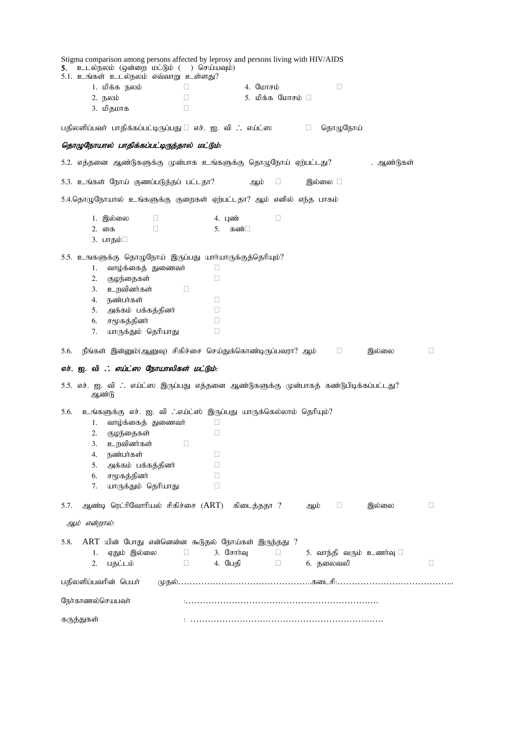Stigma comparison among persons affected by leprosy and persons living with HIV/AIDS

**5.** உடல்நலம் (ஒன்றை மட்டும் ( ) செய்யவும்)

5.1. உங்கள் உடல்நலம் எவ்வாறு உள்ளது?

1. மிக்க நலம் □
2. நலம் □
3. மிதமாக □
4. மோசம் □
5. மிக்க மோசம் □

பதிலளிப்பவர் பாதிக்கப்பட்டிருப்பது □ எச். ஐ. வி ∴ எய்ட்ஸ □ தொழுநோய்

***தொழுநோயால் பாதிக்கப்பட்டிருந்தால் மட்டும்:***

5.2. எத்தனை ஆண்டுகளுக்கு முன்பாக உங்களுக்கு தொழுநோய் ஏற்பட்டது? . ஆண்டுகள்

5.3. உங்கள் நோய் குணப்படுத்தப் பட்டதா? ஆம் □ இல்லை □

5.4.தொழுநோயால் உங்களுக்கு குறைகள் ஏற்பட்டதா? ஆம் எனில் எந்த பாகம்

1. இல்லை □
2. கை □
3. பாதம்□
4. புண் □
5. கண்□

5.5. உஙகளுக்கு தொழுநோய் இருப்பது யார்யாருக்குத்தெரியும்?

1. வாழ்க்கைத் துணைவர் □
2. குழந்தைகள் □
3. உறவினர்கள் □
4. நண்பர்கள் □
5. அக்கம் பக்கத்தினர் □
6. சமூகத்தினர் □
7. யாருக்தும் தெரியாது □

5.6. நீங்கள் இன்னும்(ஆனுவு) சிகிச்சை செய்துக்கொண்டிருப்பவரா? ஆம் □ இல்லை □

***எச். ஐ. வி ∴ எய்ட்ஸ நோயாலிகள் மட்டும்:***

5.5. எச். ஐ. வி ∴ எய்ட்ஸ இருப்பது எத்தனை ஆண்டுகளுக்கு முன்பாகத் கண்டுபிடிக்கப்பட்டது? ஆண்டு

5.6. உங்களுக்கு எச். ஐ. வி ∴எய்ட்ஸ் இருப்பது யாருக்கெல்லாம் தெரியும்?

1. வாழ்க்கைத் துணைவர் □
2. குழந்தைகள் □
3. உறவினர்கள் □
4. நண்பர்கள் □
5. அக்கம் பக்கத்தினர் □
6. சமூகத்தினர் □
7. யாருக்தும் தெரியாது □

5.7. ஆண்டி ரெட்ரிவோரியல் சிகிச்சை (ART) கிடைத்ததா ? ஆம் □ இல்லை □

*ஆம் என்றால்:*

5.8. ART யின் போது என்னென்ன கூடுதல் நோய்கள் இருந்தது ?

1. ஏதும் இல்லை □
2. பதட்டம் □
3. சோர்வு □
4. பேதி □
5. வாந்தி வரும் உணர்வு □
6. தலைவலி □

பதிலளிப்பவரின் பெயர் முதல்……………………………………………..கடைசி:……………………………………..

நேர்காணல்செய்பவர் :…………………………………………………………….

கருத்துகள் : …………………………………………………………….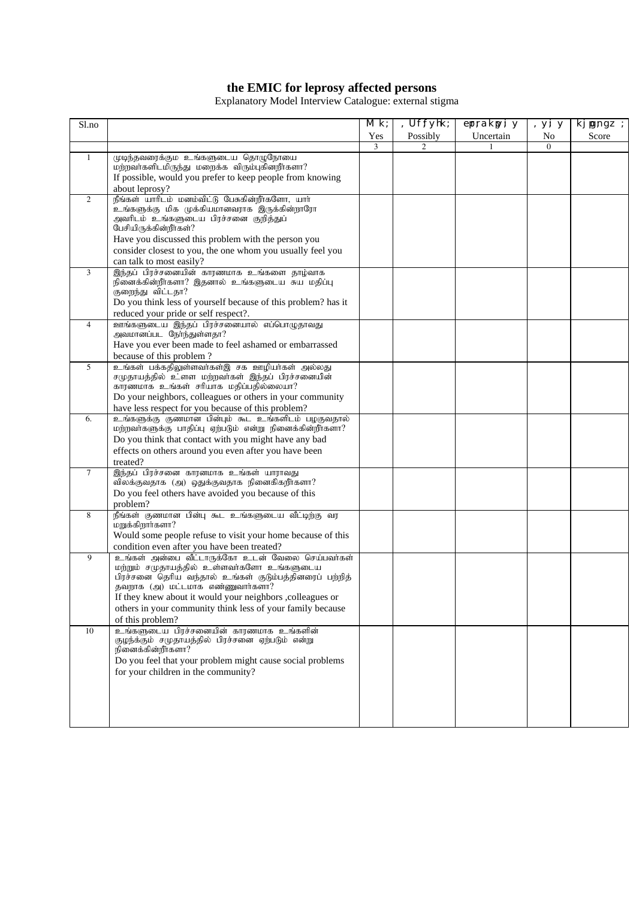# the EMIC for leprosy affected persons

Explanatory Model Interview Catalogue: external stigma

| Sl.no | | M k; Yes | , Uffyhk; Possibly | epr;rakpy;i y Uncertain | , y;i y No | kjpg;ngz ; Score |
|---|---|---|---|---|---|---|
| | | 3 | 2 | 1 | 0 | |
| 1 | முடிந்தவரைக்கும உங்களுடைய தொழுநோயை மற்றவர்களிடமிருந்து மறைக்க விரும்புகின்றீர்களா? If possible, would you prefer to keep people from knowing about leprosy? | | | | | |
| 2 | நீங்கள் யாரிடம் மனம்விட்டு பேசுகின்றீர்களோ, யார் உங்களுக்கு மிக முக்கியமானவராக இருக்கின்றாரோ அவரிடம் உங்களுடைய பிரச்சனை குறித்துப் பேசியிருக்கின்றீர்கள்? Have you discussed this problem with the person you consider closest to you, the one whom you usually feel you can talk to most easily? | | | | | |
| 3 | இந்தப் பிரச்சனையின் காரணமாக உங்களை தாழ்வாக நினைக்கின்றீர்களா? இதனால் உங்களுடைய சுய மதிப்பு குறைந்து விட்டதா? Do you think less of yourself because of this problem? has it reduced your pride or self respect?. | | | | | |
| 4 | ஊங்களுடைய இந்தப் பிரச்சனையால் எப்பொழுதாவது அவமானப்பட நேர்ந்துள்ளதா? Have you ever been made to feel ashamed or embarrassed because of this problem ? | | | | | |
| 5 | உங்கள் பக்கதிலுள்ளவர்கள்இ சக ஊழியர்கள் அல்லது சமுதாயத்தில் உ்ளள மற்றவர்கள் இந்தப் பிரச்சனையின் காரணமாக உங்கள் சரியாக மதிப்பதில்லையா? Do your neighbors, colleagues or others in your community have less respect for you because of this problem? | | | | | |
| 6. | உங்களுக்கு குணமான பின்பும் கூட உங்களிடம் பழகுவதால் மற்றவர்களுக்கு பாதிப்பு ஏற்படும் என்று நினைக்கின்றீர்களா? Do you think that contact with you might have any bad effects on others around you even after you have been treated? | | | | | |
| 7 | இந்தப் பிரச்சனை காரனமாக உங்கள் யாராவது விலக்குவதாக (அ) ஒதுக்குவதாக நினைகிகறீர்களா? Do you feel others have avoided you because of this problem? | | | | | |
| 8 | நீங்கள் குணமான பின்பு கூட உங்களுடைய வீட்டிற்கு வர மறுக்கிறார்களா? Would some people refuse to visit your home because of this condition even after you have been treated? | | | | | |
| 9 | உங்கள் அன்பை வீட்டாருக்கோ உடன் வேலை செய்பவர்கள் மற்றும் சமுதாயத்தில் உள்ளவர்களோ உங்களுடைய பிரச்சனை தெரிய வந்தால் உங்கள் குடும்பத்தினரைப் பற்றித் தவறாக (அ) மட்டமாக எண்ணுவார்களா? If they knew about it would your neighbors ,colleagues or others in your community think less of your family because of this problem? | | | | | |
| 10 | உங்களுடைய பிரச்சனையின் காரணமாக உங்களின் குழந்க்கும் சமுதாயத்தில் பிரச்சனை ஏற்படும் என்று நினைக்கின்றீர்களா? Do you feel that your problem might cause social problems for your children in the community? | | | | | |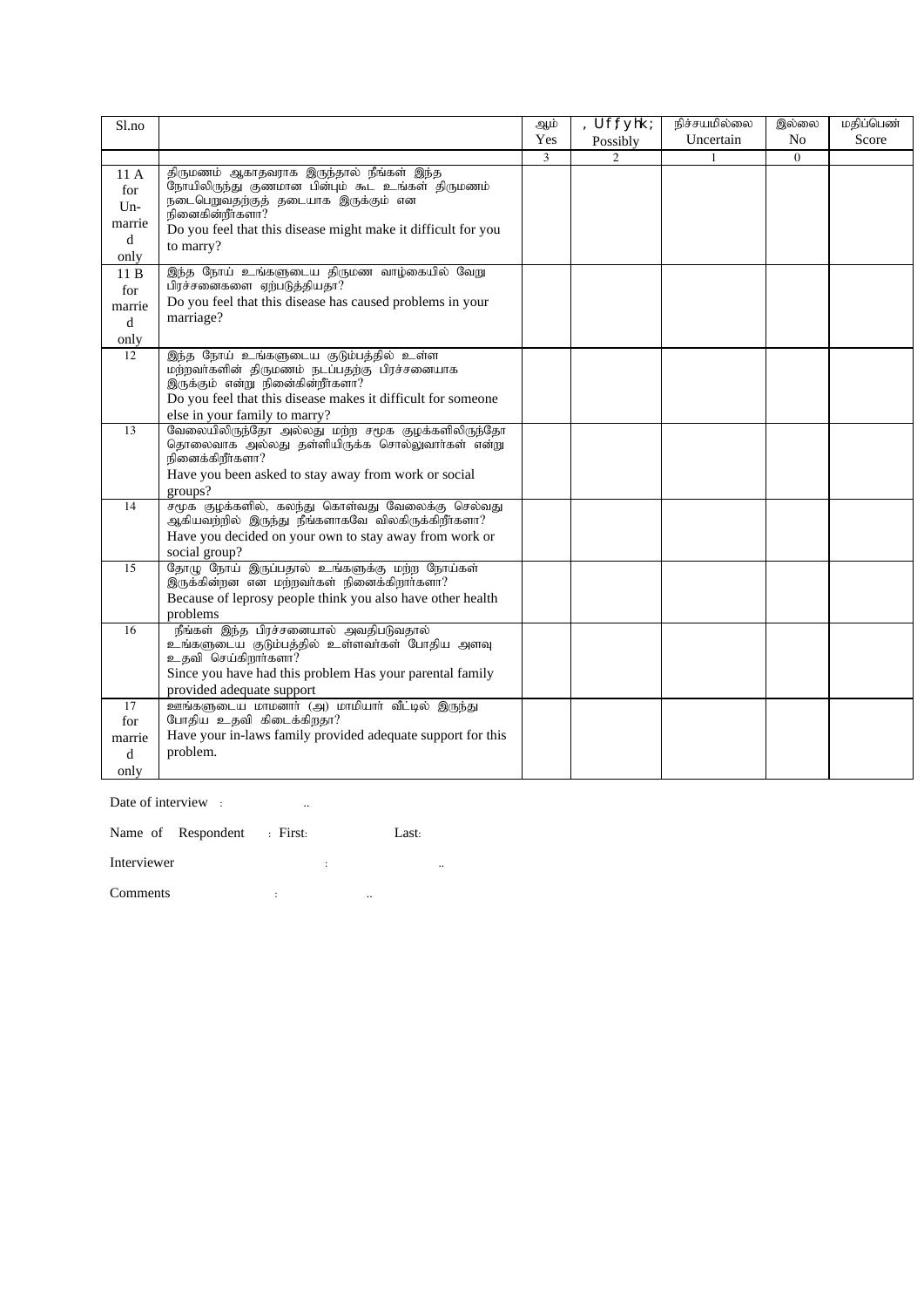| Sl.no | | ஆம் Yes | , Uffyhk; Possibly | நிச்சயமில்லை Uncertain | இல்லை No | மதிப்பெண் Score |
|---|---|---|---|---|---|---|
| | | 3 | 2 | 1 | 0 | |
| 11 A for Un-married only | திருமணம் ஆகாதவராக இருந்தால் நீங்கள் இந்த நோயிலிருந்து குணமான பின்பும் கூட உங்கள் திருமணம் நடைபெறுவதற்குத் தடையாக இருக்கும் என நினைகின்றீர்களா? Do you feel that this disease might make it difficult for you to marry? | | | | | |
| 11 B for married only | இந்த நோய் உங்களுடைய திருமண வாழ்கையில் வேறு பிரச்சனைகளை ஏற்படுத்தியதா? Do you feel that this disease has caused problems in your marriage? | | | | | |
| 12 | இந்த நோய் உங்களுடைய குடும்பத்தில் உள்ள மற்றவர்களின் திருமணம் நடப்பதற்கு பிரச்சனையாக இருக்கும் என்று நினைகின்றீர்களா? Do you feel that this disease makes it difficult for someone else in your family to marry? | | | | | |
| 13 | வேலையிலிருந்தோ அல்லது மற்ற சமூக குழக்களிலிருந்தோ தொலைவாக அல்லது தள்ளியிருக்க சொல்லுவார்கள் என்று நினைக்கிறீர்களா? Have you been asked to stay away from work or social groups? | | | | | |
| 14 | சமூக குழக்களில், கலந்து கொள்வது வேலைக்கு செல்வது ஆகியவற்றில் இருந்து நீங்களாகவே விலகிருக்கிறீர்களா? Have you decided on your own to stay away from work or social group? | | | | | |
| 15 | தொழு நோய் இருப்பதால் உங்களுக்கு மற்ற நோய்கள் இருக்கின்றன என மற்றவர்கள் நினைக்கிறார்களா? Because of leprosy people think you also have other health problems | | | | | |
| 16 | நீங்கள் இந்த பிரச்சனையால் அவதிபடுவதால் உங்களுடைய குடும்பத்தில் உள்ளவர்கள் போதிய அளவு உதவி செய்கிறார்களா? Since you have had this problem Has your parental family provided adequate support | | | | | |
| 17 for married only | ஊங்களுடைய மாமனார் (அ) மாமியார் வீட்டில் இருந்து போதிய உதவி கிடைக்கிறதா? Have your in-laws family provided adequate support for this problem. | | | | | |

Date of interview : ..

Name of Respondent : First: Last:

Interviewer : ..

Comments : ..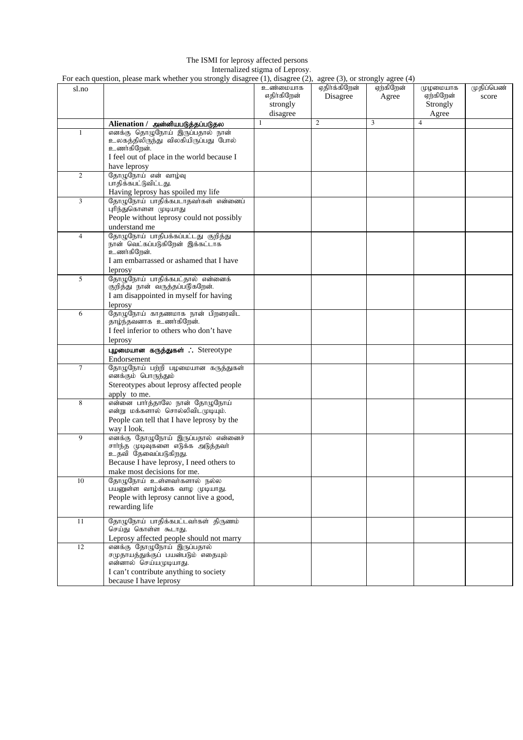The ISMI for leprosy affected persons

Internalized stigma of Leprosy.

For each question, please mark whether you strongly disagree (1), disagree (2), agree (3), or strongly agree (4)

| sl.no | | உண்மையாக எதிர்கிறேன் strongly disagree | எதிர்க்கிறேன் Disagree | ஏற்கிறேன் Agree | முழுமையாக ஏற்கிறேன் Strongly Agree | முதிப்பெண் score |
|---|---|---|---|---|---|---|
| | **Alienation / அன்னியபடுத்தப்படுதல** | 1 | 2 | 3 | 4 | |
| 1 | எனக்கு தொழுநோய் இருப்பதால் நான் உலகத்திலிருந்து விலகியிருப்பது போல் உணர்கிறேன். I feel out of place in the world because I have leprosy | | | | | |
| 2 | தோழுநோய் என் வாழ்வு பாதிக்கபட்டுவிட்டது. Having leprosy has spoiled my life | | | | | |
| 3 | தோழுநோய் பாதிக்கபடாதவர்கள் என்னைப் புரிந்துகொளள முடியாது People without leprosy could not possibly understand me | | | | | |
| 4 | தோழுநோய் பாதிபக்கப்பட்டது குறித்து நான் வெட்கப்படுகிறேன் இக்கட்டாக உணர்கிறேன். I am embarrassed or ashamed that I have leprosy | | | | | |
| 5 | தோழுநோய் பாதிக்கபட்தால் என்னைக் குறித்து நான் வருத்தப்படுகேறன். I am disappointed in myself for having leprosy | | | | | |
| 6 | தோழுநோய் காதணமாக நான் பிறரைவிட தாழ்ந்தவனாக உணர்கிறேன். I feel inferior to others who don't have leprosy | | | | | |
| | **புழமையான கருத்துகள் ∴** Stereotype Endorsement | | | | | |
| 7 | தோழுநோய் பற்றி பழமையான கருத்துகள் எனக்கும் பொருந்தும் Stereotypes about leprosy affected people apply to me. | | | | | |
| 8 | என்னை பார்த்தாலே நான் தோழுநோய் என்று மக்களால் சொல்லிவிடமுடியும். People can tell that I have leprosy by the way I look. | | | | | |
| 9 | எனக்கு தோழுநோய் இருப்பதால் என்னைச் சார்ந்த முடிவுகளை எடுக்க அடுத்தவர் உதவி தேவைப்படுகிறது. Because I have leprosy, I need others to make most decisions for me. | | | | | |
| 10 | தோழுநோய் உள்ளவர்களால் நல்ல பயனுள்ள வாழ்க்கை வாழ முடியாது. People with leprosy cannot live a good, rewarding life | | | | | |
| 11 | தோழுநோய் பாதிக்கபட்டவர்கள் திருணம் செய்து கொள்ள கூடாது. Leprosy affected people should not marry | | | | | |
| 12 | எனக்கு தோழுநோய் இருப்பதால் சமுதாயத்துக்குப் பயன்படும் எதையும் என்னால் செய்யமுடியாது. I can't contribute anything to society because I have leprosy | | | | | |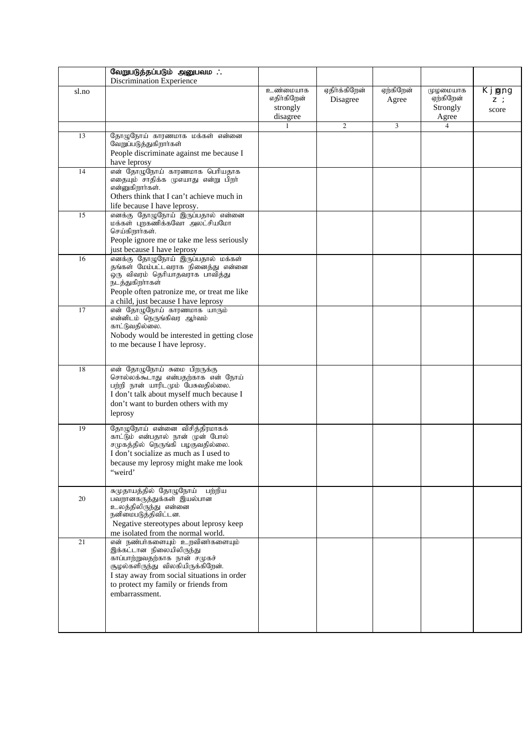| sl.no | வேறுபடுத்தப்படும் அனுபவம் ∴ Discrimination Experience | உண்மையாக எதிர்கிறேன் strongly disagree | ஏதிர்க்கிறேன் Disagree | ஏற்கிறேன் Agree | முழமையாக ஏற்கிறேன் Strongly Agree | Kjpg;ng z ; score |
|---|---|---|---|---|---|---|
| | | 1 | 2 | 3 | 4 | |
| 13 | தோழுநோய் காரணமாக மக்கள் என்னை வேறுப்படுத்துகிறார்கள் People discriminate against me because I have leprosy | | | | | |
| 14 | என் தோழுநோய் காரணமாக பெரியதாக எதையும் சாதிக்க முடியாது என்று பிறர் என்னுகிறார்கள். Others think that I can't achieve much in life because I have leprosy. | | | | | |
| 15 | எனக்கு தோழுநோய் இருப்பதால் என்னை மக்கள் புறகணிக்கவோ அலட்சியமோ செய்கிறார்கள். People ignore me or take me less seriously just because I have leprosy | | | | | |
| 16 | எனக்கு தோழுநோய் இருப்பதால் மக்கள் தங்கள் மேம்பட்டவராக நினைத்து என்னை ஒரு விவரம் தெரியாதவராக பாவித்து நடத்துகிறார்கள் People often patronize me, or treat me like a child, just because I have leprosy | | | | | |
| 17 | என் தோழுநோய் காரணமாக யாரும் என்னிடம் நெருங்கிவர ஆர்வம் காட்டுவதில்லை. Nobody would be interested in getting close to me because I have leprosy. | | | | | |
| 18 | என் தோழுநோய் சுமை பிறருக்கு சொல்லக்கூடாது என்பதற்காக என் நோய் பற்றி நான் யாரிடமும் பேசுவதில்லை. I don't talk about myself much because I don't want to burden others with my leprosy | | | | | |
| 19 | தோழுநோய் என்னை விசித்திரமாகக் காட்டும் என்பதால் நான் முன் போல் சமுகத்தில் நெருங்கி பழகுவதில்லை. I don't socialize as much as I used to because my leprosy might make me look "weird' | | | | | |
| 20 | சுமுதாயத்தில் தோழுநோய் பற்றிய பவறானகருத்துக்கள் இயல்பான உலத்திலிருந்து என்னை தனிமைபடுத்திவிட்டன. Negative stereotypes about leprosy keep me isolated from the normal world. | | | | | |
| 21 | என் நண்பர்களையும் உறவினர்களையும் இக்கட்டான நிலையிலிருந்து காப்பாற்றுவதற்காக நான் சமுகச் சூழல்களிருந்து விலகியிருக்கிறேன். I stay away from social situations in order to protect my family or friends from embarrassment. | | | | | |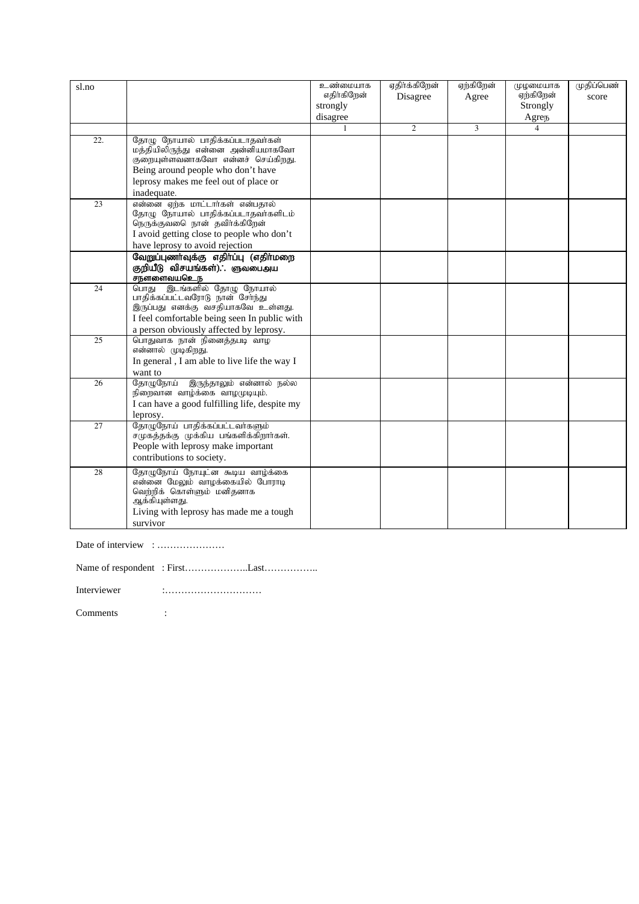| sl.no | | உண்மையாக எதிர்கிறேன் strongly disagree | ஏதிர்க்கிறேன் Disagree | ஏற்கிறேன் Agree | முழுமையாக ஏற்கிறேன் Strongly Agreந | முதிப்பெண் score |
|---|---|---|---|---|---|---|
| | | 1 | 2 | 3 | 4 | |
| 22. | தோழு நோயால் பாதிக்கப்படாதவர்கள் மத்தியிலிருந்து என்னை அன்னியமாகவோ குறையுள்ளவனாகவோ என்னச் செய்கிறது. Being around people who don't have leprosy makes me feel out of place or inadequate. | | | | | |
| 23 | என்னை ஏற்க மாட்டார்கள் என்பதால் தோழு நோயால் பாதிக்கப்படாதவர்களிடம் நெருக்குவதை நான் தவிர்க்கிறேன் I avoid getting close to people who don't have leprosy to avoid rejection | | | | | |
| | **வேறுப்புணர்வுக்கு எதிர்ப்பு (எதிர்மறை குறியீடு விசயங்கள்).: ளுவபைஅய சநளளைவயெஉந** | | | | | |
| 24 | பொது இடங்களில் தோழு நோயால் பாதிக்கப்பட்டவரோடு நான் சேர்ந்து இருப்பது எனக்கு வசதியாகவே உள்ளது. I feel comfortable being seen In public with a person obviously affected by leprosy. | | | | | |
| 25 | பொதுவாக நான் நினைத்தபடி வாழ என்னால் முடிகிறது. In general , I am able to live life the way I want to | | | | | |
| 26 | தோழுநோய் இருந்தாலும் என்னால் நல்ல நிறைவான வாழ்க்கை வாழமுடியும். I can have a good fulfilling life, despite my leprosy. | | | | | |
| 27 | தோழுநோய் பாதிக்கப்பட்டவர்களும் சமுகத்தக்கு முக்கிய பங்களிக்கிறார்கள். People with leprosy make important contributions to society. | | | | | |
| 28 | தோழுநோய் நோயுடன் கூடிய வாழ்க்கை என்னை மேலும் வாழக்கையில் போராடி வெற்றிக் கொள்ளும் மனிதனாக ஆக்கியுள்ளது. Living with leprosy has made me a tough survivor | | | | | |

Date of interview : …………………

Name of respondent : First………………..Last……………..

Interviewer :…………………………

Comments :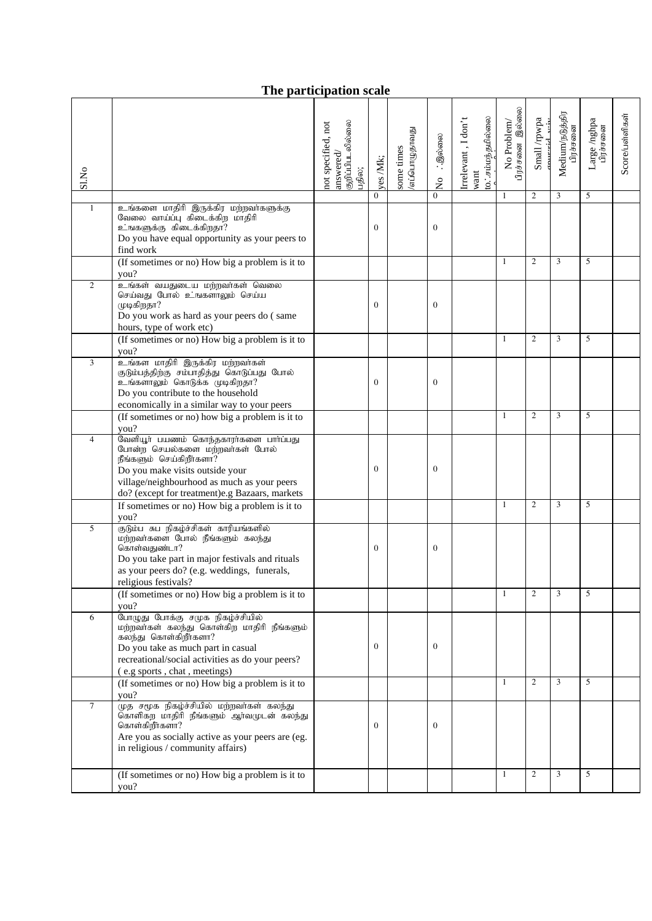# The participation scale

| Sl.No | | not specified, not answered/ குறிப்பிடவில்லை பதில; | yes /Mk; | some times /எப்பொழுதாவது | No :இல்லை | Irrelevant , I don't want to: சம்மந்தமில்லை | No Problem/ பிரச்சனை இல்லை | Small /rpwpa | Medium/நடுத்திர பிரச்சனை | Large /nghpa பிரச்சனை | Score/புள்ளிகள் |
|---|---|---|---|---|---|---|---|---|---|---|---|
| | | | 0 | | 0 | | 1 | 2 | 3 | 5 | |
| 1 | உங்களை மாதிரி இருக்கிர மற்றவர்களுக்கு வேலை வாய்ப்பு கிடைக்கிற மாதிரி உ்ங்களுக்கு கிடைக்கிறதா? Do you have equal opportunity as your peers to find work | | 0 | | 0 | | | | | | |
| | (If sometimes or no) How big a problem is it to you? | | | | | | 1 | 2 | 3 | 5 | |
| 2 | உங்கள் வயதுடைய மற்றவர்கள் வெலை செய்வது போல் உ்ங்களாலும் செய்ய முடிகிறதா? Do you work as hard as your peers do ( same hours, type of work etc) | | 0 | | 0 | | | | | | |
| | (If sometimes or no) How big a problem is it to you? | | | | | | 1 | 2 | 3 | 5 | |
| 3 | உங்கள மாதிரி இருக்கிர மற்றவர்கள் குடும்பத்திற்கு சம்பாதித்து கொடுப்பது போல் உங்களாலும் கொடுக்க முடிகிறதா? Do you contribute to the household economically in a similar way to your peers | | 0 | | 0 | | | | | | |
| | (If sometimes or no) how big a problem is it to you? | | | | | | 1 | 2 | 3 | 5 | |
| 4 | வேளியூர் பயணம் கொந்தகார்களை பார்ப்பது போன்ற செயல்களை மற்றவர்கள் போல் நீங்களும் செய்கிறீர்களா? Do you make visits outside your village/neighbourhood as much as your peers do? (except for treatment)e.g Bazaars, markets | | 0 | | 0 | | | | | | |
| | If sometimes or no) How big a problem is it to you? | | | | | | 1 | 2 | 3 | 5 | |
| 5 | குடும்ப சுப நிகழ்ச்சிகள் காரியங்களில் மற்றவர்களை போல் நீங்களும் கலந்து கொள்வதுண்டா? Do you take part in major festivals and rituals as your peers do? (e.g. weddings, funerals, religious festivals? | | 0 | | 0 | | | | | | |
| | (If sometimes or no) How big a problem is it to you? | | | | | | 1 | 2 | 3 | 5 | |
| 6 | போழுது போக்கு சமுக நிகழ்ச்சியில் மற்றவர்கள் கலந்து கொள்கிற மாதிரி நீங்களும் கலந்து கொள்கிறீர்களா? Do you take as much part in casual recreational/social activities as do your peers? ( e.g sports , chat , meetings) | | 0 | | 0 | | | | | | |
| | (If sometimes or no) How big a problem is it to you? | | | | | | 1 | 2 | 3 | 5 | |
| 7 | முத சமூக நிகழ்ச்சியில் மற்றவர்கள் கலந்து கொளிகற மாதிரி நீங்களும் ஆர்வமுடன் கலந்து கொள்கிறீர்களா? Are you as socially active as your peers are (eg. in religious / community affairs) | | 0 | | 0 | | | | | | |
| | (If sometimes or no) How big a problem is it to you? | | | | | | 1 | 2 | 3 | 5 | |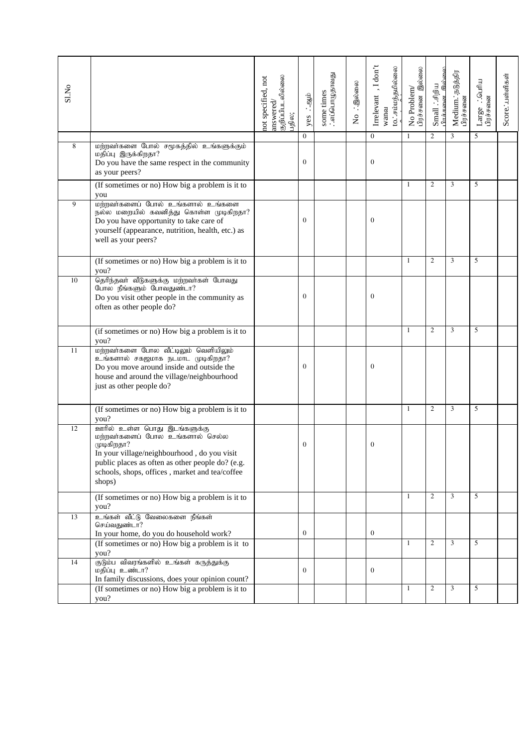| Sl.No | | not specified, not answered/ குறிப்பிடவில்லை பதில; | yes :ஆம் | some times :எப்பொழுதாவது | No :இல்லை | Irrelevant , I don't want to: சம்மந்தமில்லை | No Problem/ பிரச்சனை இல்லை | Small :சிறிய பிரச்சனை இல்லை | Medium:நடுத்திர பிரச்சனை | Large :பெரிய பிரச்சனை | Score:புள்ளிகள் |
|---|---|---|---|---|---|---|---|---|---|---|---|
| | | | 0 | | | 0 | 1 | 2 | 3 | 5 | |
| 8 | மற்றவர்களை போல் சமூகத்தில் உங்களுக்கும் மதிப்பு இருக்கிறதா? Do you have the same respect in the community as your peers? | | 0 | | | 0 | | | | | |
| | (If sometimes or no) How big a problem is it to you | | | | | | 1 | 2 | 3 | 5 | |
| 9 | மற்றவர்களைப் போல் உங்களால் உங்களை நல்ல மறையில் கவனித்து கொள்ள முடிகிறதா? Do you have opportunity to take care of yourself (appearance, nutrition, health, etc.) as well as your peers? | | 0 | | | 0 | | | | | |
| | (If sometimes or no) How big a problem is it to you? | | | | | | 1 | 2 | 3 | 5 | |
| 10 | தெரிந்தவர் வீடுகளுக்கு மற்றவர்கள் போவது போல நீங்களும் போவதுண்டா? Do you visit other people in the community as often as other people do? | | 0 | | | 0 | | | | | |
| | (if sometimes or no) How big a problem is it to you? | | | | | | 1 | 2 | 3 | 5 | |
| 11 | மற்றவர்களை போல வீட்டிலும் வெளியிலும் உங்களால் சகஜமாக நடமாட முடிகிறதா? Do you move around inside and outside the house and around the village/neighbourhood just as other people do? | | 0 | | | 0 | | | | | |
| | (If sometimes or no) How big a problem is it to you? | | | | | | 1 | 2 | 3 | 5 | |
| 12 | ஊரில் உள்ள பொது இடங்களுக்கு மற்றவர்களைப் போல உங்களால் செல்ல முடிகிறதா? In your village/neighbourhood , do you visit public places as often as other people do? (e.g. schools, shops, offices , market and tea/coffee shops) | | 0 | | | 0 | | | | | |
| | (If sometimes or no) How big a problem is it to you? | | | | | | 1 | 2 | 3 | 5 | |
| 13 | உங்கள் வீட்டு வேலைகளை நீங்கள் செய்வதுண்டா? In your home, do you do household work? | | 0 | | | 0 | | | | | |
| | (If sometimes or no) How big a problem is it to you? | | | | | | 1 | 2 | 3 | 5 | |
| 14 | குடும்ப விவரங்களில் உங்கள் கருத்துக்கு மதிப்பு உண்டா? In family discussions, does your opinion count? | | 0 | | | 0 | | | | | |
| | (If sometimes or no) How big a problem is it to you? | | | | | | 1 | 2 | 3 | 5 | |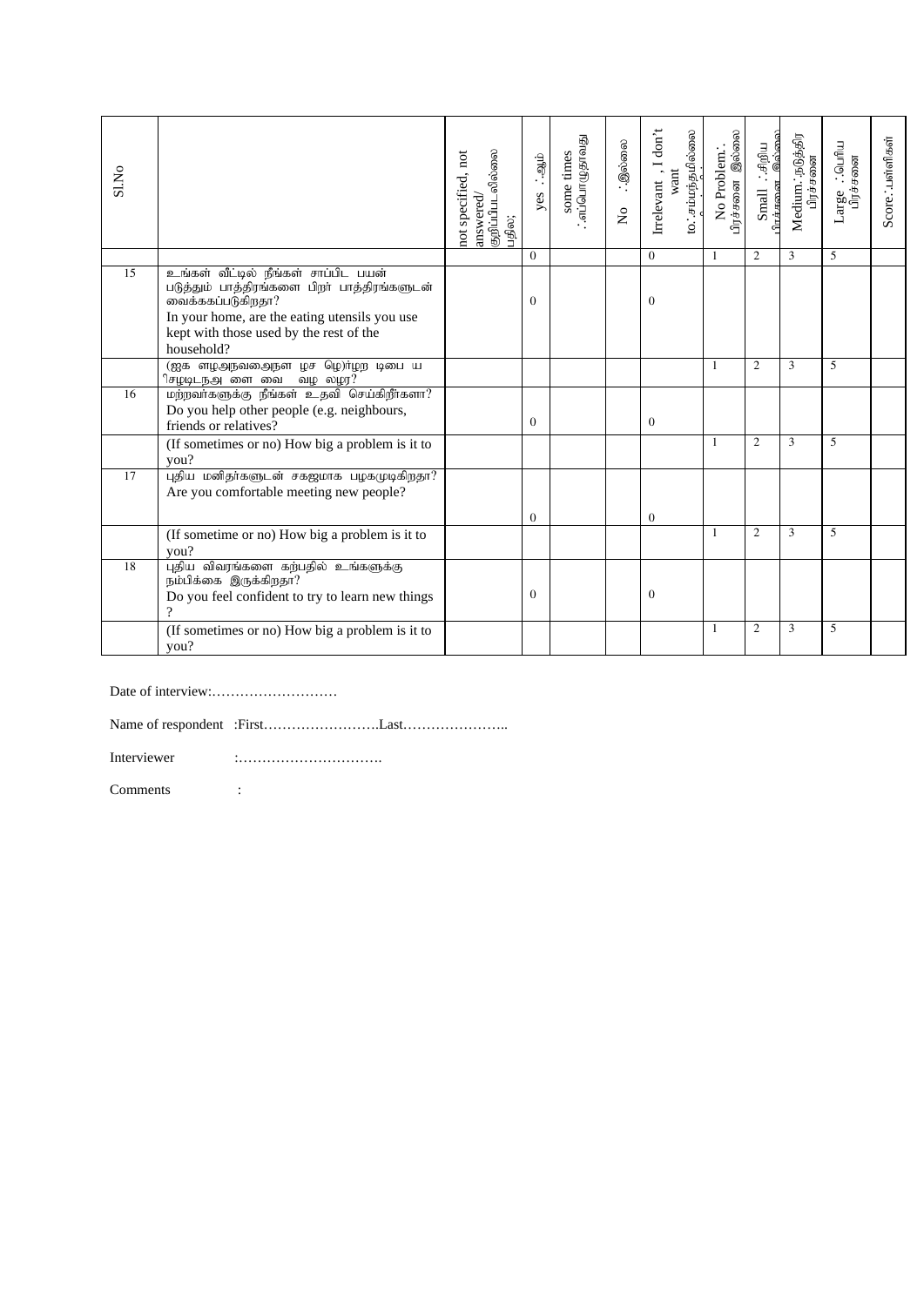| Sl.No | | not specified, not answered/ குறிப்பிடவில்லை பதில்; | yes :ஆம் | some times :எப்பொழுதாவது | No :இல்லை | Irrelevant , I don't want to:சம்மந்தமில்லை | No Problem: பிரச்சனை இல்லை | Small :சிறிய பிரச்சனை இல்லை | Medium:நடுத்திர பிரச்சனை | Large :பெரிய பிரச்சனை | Score:புள்ளிகள் |
|---|---|---|---|---|---|---|---|---|---|---|---|
| | | | 0 | | | 0 | 1 | 2 | 3 | 5 | |
| 15 | உங்கள் வீட்டில் நீங்கள் சாப்பிட பயன் படுத்தும் பாத்திரங்களை பிறர் பாத்திரங்களுடன் வைக்கப்படுகிறதா? In your home, are the eating utensils you use kept with those used by the rest of the household? | | 0 | | | 0 | | | | | |
| | (ஐக ளழஅநவஅைநள ழச ெழ)ா்ழற டிபை ய ிசழடிடநஅ ளை வை வழ லழர? | | | | | | 1 | 2 | 3 | 5 | |
| 16 | மற்றவர்களுக்கு நீங்கள் உதவி செய்கிறீர்களா? Do you help other people (e.g. neighbours, friends or relatives? | | 0 | | | 0 | | | | | |
| | (If sometimes or no) How big a problem is it to you? | | | | | | 1 | 2 | 3 | 5 | |
| 17 | புதிய மனிதர்களுடன் சகஜமாக பழகமுடிகிறதா? Are you comfortable meeting new people? | | 0 | | | 0 | | | | | |
| | (If sometime or no) How big a problem is it to you? | | | | | | 1 | 2 | 3 | 5 | |
| 18 | புதிய விவரங்களை கற்பதில் உங்களுக்கு நம்பிக்கை இருக்கிறதா? Do you feel confident to try to learn new things ? | | 0 | | | 0 | | | | | |
| | (If sometimes or no) How big a problem is it to you? | | | | | | 1 | 2 | 3 | 5 | |

Date of interview:………………………

Name of respondent :First…………………….Last…………………..

Interviewer :………………………….

Comments :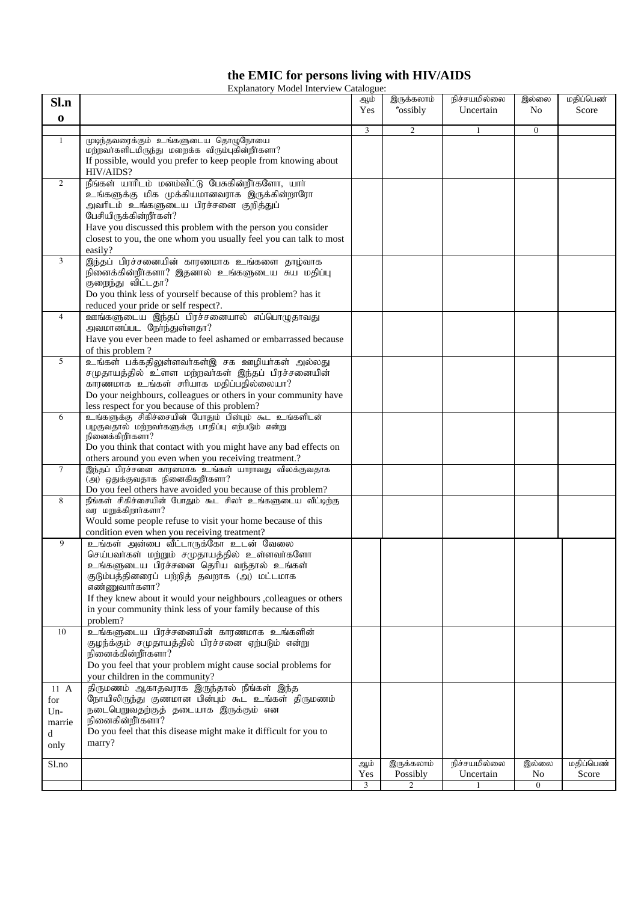# the EMIC for persons living with HIV/AIDS

Explanatory Model Interview Catalogue:

| Sl.no | | ஆம் Yes | இருக்கலாம் Possibly | நிச்சயமில்லை Uncertain | இல்லை No | மதிப்பெண் Score |
|---|---|---|---|---|---|---|
| | | 3 | 2 | 1 | 0 | |
| 1 | முடிந்தவரைக்கும் உங்களுடைய தொழுநோயை மற்றவர்களிடமிருந்து மறைக்க விரும்புகின்றீர்களா? If possible, would you prefer to keep people from knowing about HIV/AIDS? | | | | | |
| 2 | நீங்கள் யாரிடம் மனம்விட்டு பேசுகின்றீர்களோ, யார் உங்களுக்கு மிக முக்கியமானவராக இருக்கின்றாரோ அவரிடம் உங்களுடைய பிரச்சனை குறித்துப் பேசியிருக்கின்றீர்கள்? Have you discussed this problem with the person you consider closest to you, the one whom you usually feel you can talk to most easily? | | | | | |
| 3 | இந்தப் பிரச்சனையின் காரணமாக உங்களை தாழ்வாக நினைக்கின்றீர்களா? இதனால் உங்களுடைய சுய மதிப்பு குறைந்து விட்டதா? Do you think less of yourself because of this problem? has it reduced your pride or self respect?. | | | | | |
| 4 | ஊங்களுடைய இந்தப் பிரச்சனையால் எப்பொழுதாவது அவமானப்பட நேர்ந்துள்ளதா? Have you ever been made to feel ashamed or embarrassed because of this problem ? | | | | | |
| 5 | உங்கள் பக்கதிலுள்ளவர்கள்இ சக ஊழியர்கள் அல்லது சமுதாயத்தில் உள்ள மற்றவர்கள் இந்தப் பிரச்சனையின் காரணமாக உங்கள் சரியாக மதிப்பதில்லையா? Do your neighbours, colleagues or others in your community have less respect for you because of this problem? | | | | | |
| 6 | உங்களுக்கு சிகிச்சையின் போதும் பின்பும் கூட உங்களிடன் பழகுவதால் மற்றவர்களுக்கு பாதிப்பு எற்படும் என்று நினைக்கிறீர்களா? Do you think that contact with you might have any bad effects on others around you even when you receiving treatment.? | | | | | |
| 7 | இந்தப் பிரச்சனை காரணமாக உங்கள் யாராவது விலக்குவதாக (அ) ஒதுக்குவதாக நினைகிறீர்களா? Do you feel others have avoided you because of this problem? | | | | | |
| 8 | நீங்கள் சிகிச்சையின் போதும் கூட சிலர் உங்களுடைய வீட்டிற்கு வர மறுக்கிறார்களா? Would some people refuse to visit your home because of this condition even when you receiving treatment? | | | | | |
| 9 | உங்கள் அன்பை வீட்டாருக்கோ உடன் வேலை செய்பவர்கள் மற்றும் சமுதாயத்தில் உள்ளவர்களோ உங்களுடைய பிரச்சனை தெரிய வந்தால் உங்கள் குடும்பத்தினரைப் பற்றித் தவறாக (அ) மட்டமாக எண்ணுவார்களா? If they knew about it would your neighbours ,colleagues or others in your community think less of your family because of this problem? | | | | | |
| 10 | உங்களுடைய பிரச்சனையின் காரணமாக உங்களின் குழந்க்கும் சமுதாயத்தில் பிரச்சனை ஏற்படும் என்று நினைக்கின்றீர்களா? Do you feel that your problem might cause social problems for your children in the community? | | | | | |
| 11 A for Un-married only | திருமணம் ஆகாதவராக இருந்தால் நீங்கள் இந்த நோயிலிருந்து குணமான பின்பும் கூட உங்கள் திருமணம் நடைபெறுவதற்குத் தடையாக இருக்கும் என நினைகின்றீர்களா? Do you feel that this disease might make it difficult for you to marry? | | | | | |
| Sl.no | | ஆம் Yes | இருக்கலாம் Possibly | நிச்சயமில்லை Uncertain | இல்லை No | மதிப்பெண் Score |
| | | 3 | 2 | 1 | 0 | |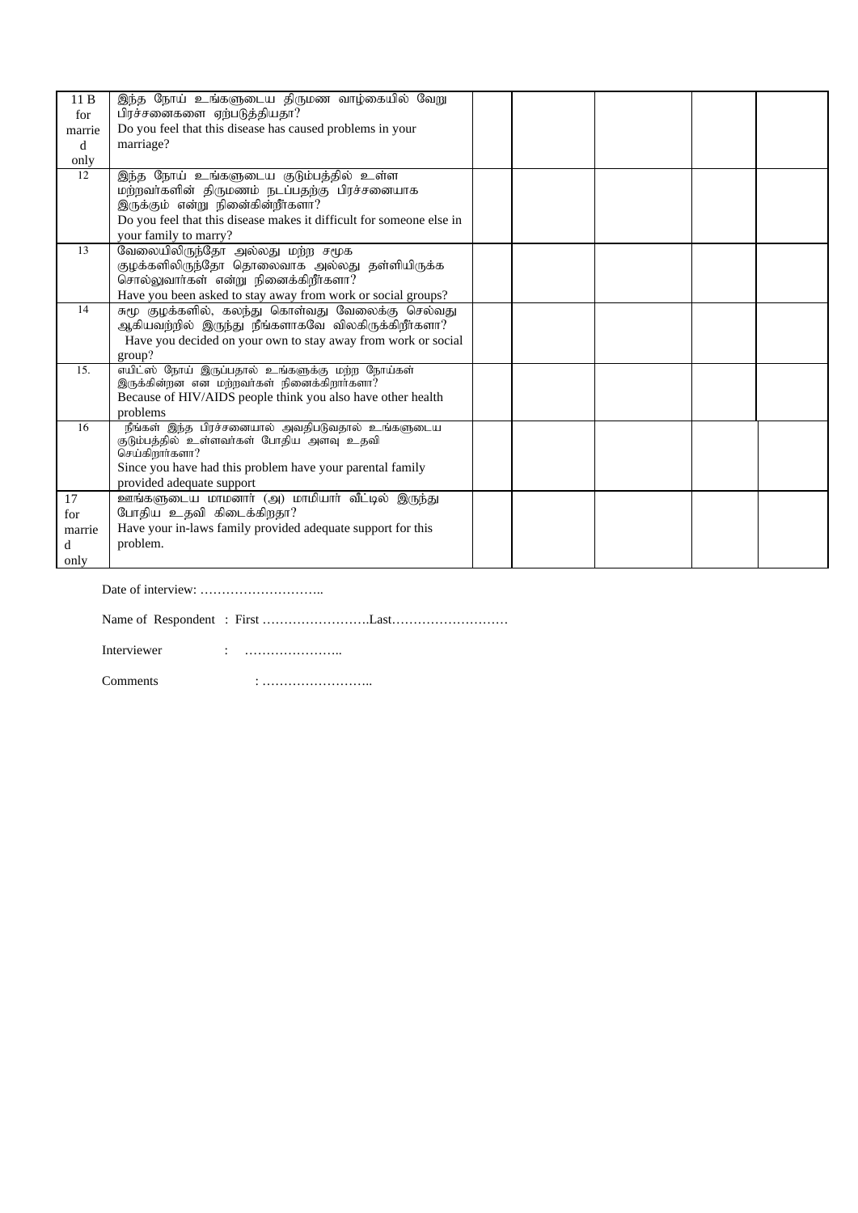| | | | | | | |
|---|---|---|---|---|---|---|
| 11 B for married only | இந்த நோய் உங்களுடைய திருமண வாழ்கையில் வேறு பிரச்சனைகளை ஏற்படுத்தியதா? Do you feel that this disease has caused problems in your marriage? | | | | | |
| 12 | இந்த நோய் உங்களுடைய குடும்பத்தில் உள்ள மற்றவர்களின் திருமணம் நடப்பதற்கு பிரச்சனையாக இருக்கும் என்று நினைகின்றீர்களா? Do you feel that this disease makes it difficult for someone else in your family to marry? | | | | | |
| 13 | வேலையிலிருந்தோ அல்லது மற்ற சமூக குழக்களிலிருந்தோ தொலைவாக அல்லது தள்ளியிருக்க சொல்லுவார்கள் என்று நினைக்கிறீர்களா? Have you been asked to stay away from work or social groups? | | | | | |
| 14 | சமூ குழக்களில், கலந்து கொள்வது வேலைக்கு செல்வது ஆகியவற்றில் இருந்து நீங்களாகவே விலகிருக்கிறீர்களா? Have you decided on your own to stay away from work or social group? | | | | | |
| 15. | எயிட்ஸ் நோய் இருப்பதால் உங்களுக்கு மற்ற நோய்கள் இருக்கின்றன என மற்றவர்கள் நினைக்கிறார்களா? Because of HIV/AIDS people think you also have other health problems | | | | | |
| 16 | நீங்கள் இந்த பிரச்சனையால் அவதிபடுவதால் உங்களுடைய குடும்பத்தில் உள்ளவர்கள் போதிய அளவு உதவி செய்கிறார்களா? Since you have had this problem have your parental family provided adequate support | | | | | |
| 17 for married only | ஊங்களுடைய மாமனார் (அ) மாமியார் வீட்டில் இருந்து போதிய உதவி கிடைக்கிறதா? Have your in-laws family provided adequate support for this problem. | | | | | |

Date of interview: ………………………..

Name of Respondent : First …………………….Last………………………

Interviewer : …………………..

Comments : ……………………..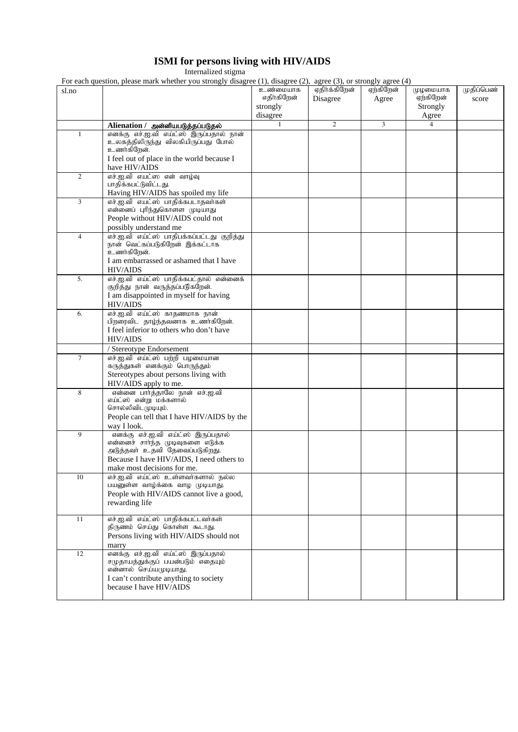# ISMI for persons living with HIV/AIDS

Internalized stigma

For each question, please mark whether you strongly disagree (1), disagree (2), agree (3), or strongly agree (4)

| sl.no | | உண்மையாக எதிர்கிறேன் strongly disagree | ஏதிர்க்கிறேன் Disagree | ஏற்கிறேன் Agree | முழுமையாக ஏற்கிறேன் Strongly Agree | முதிப்பெண் score |
|---|---|---|---|---|---|---|
| | **Alienation / அன்னியபடுத்தப்படுதல்** | 1 | 2 | 3 | 4 | |
| 1 | எனக்கு எச்.ஐ.வி எய்ட்ஸ் இருப்பதால் நான் உலகத்திலிருந்து விலகியிருப்பது போல் உணர்கிறேன். I feel out of place in the world because I have HIV/AIDS | | | | | |
| 2 | எச்.ஐ.வி எயட்ஸ என் வாழ்வு பாதிக்கபட்டுவிட்டது. Having HIV/AIDS has spoiled my life | | | | | |
| 3 | எச்.ஐ.வி எயட்ஸ பாதிக்கபடாதவர்கள் என்னைப் புரிந்துகொளள முடியாது People without HIV/AIDS could not possibly understand me | | | | | |
| 4 | எச்.ஐ.வி எய்ட்ஸ் பாதிபக்கப்பட்டது குறித்து நான் வெட்கப்படுகிறேன் இக்கட்டாக உணர்கிறேன். I am embarrassed or ashamed that I have HIV/AIDS | | | | | |
| 5. | எச்.ஐ.வி எய்ட்ஸ் பாதிக்கபட்தால் என்னைக் குறித்து நான் வருத்தப்படுகிறேன். I am disappointed in myself for having HIV/AIDS | | | | | |
| 6. | எச்.ஐ.வி எய்ட்ஸ் காதணமாக நான் பிறரைவிட தாழ்ந்தவனாக உணர்கிறேன். I feel inferior to others who don't have HIV/AIDS | | | | | |
| | / Stereotype Endorsement | | | | | |
| 7 | எச்.ஐ.வி எய்ட்ஸ் பற்றி பழமையான கருத்துகள் எனக்கும் பொருந்தும் Stereotypes about persons living with HIV/AIDS apply to me. | | | | | |
| 8 | என்னை பார்த்தாலே நான் எச்.ஐ.வி எய்ட்ஸ் என்று மக்களால் சொல்லிவிடமுடியும். People can tell that I have HIV/AIDS by the way I look. | | | | | |
| 9 | எனக்கு எச்.ஐ.வி எய்ட்ஸ் இருப்பதால் என்னைச் சார்ந்த முடிவுகளை எடுக்க அடுத்தவர் உதவி தேவைப்படுகிறது. Because I have HIV/AIDS, I need others to make most decisions for me. | | | | | |
| 10 | எச்.ஐ.வி எய்ட்ஸ் உள்ளவர்களால் நல்ல பயனுள்ள வாழ்க்கை வாழ முடியாது. People with HIV/AIDS cannot live a good, rewarding life | | | | | |
| 11 | எச்.ஐ.வி எய்ட்ஸ் பாதிக்கபட்டவர்கள் திருணம் செய்து கொள்ள கூடாது. Persons living with HIV/AIDS should not marry | | | | | |
| 12 | எனக்கு எச்.ஐ.வி எய்ட்ஸ் இருப்பதால் சமுதாயத்துக்குப் பயன்படும் எதையும் என்னால் செய்யமுடியாது. I can't contribute anything to society because I have HIV/AIDS | | | | | |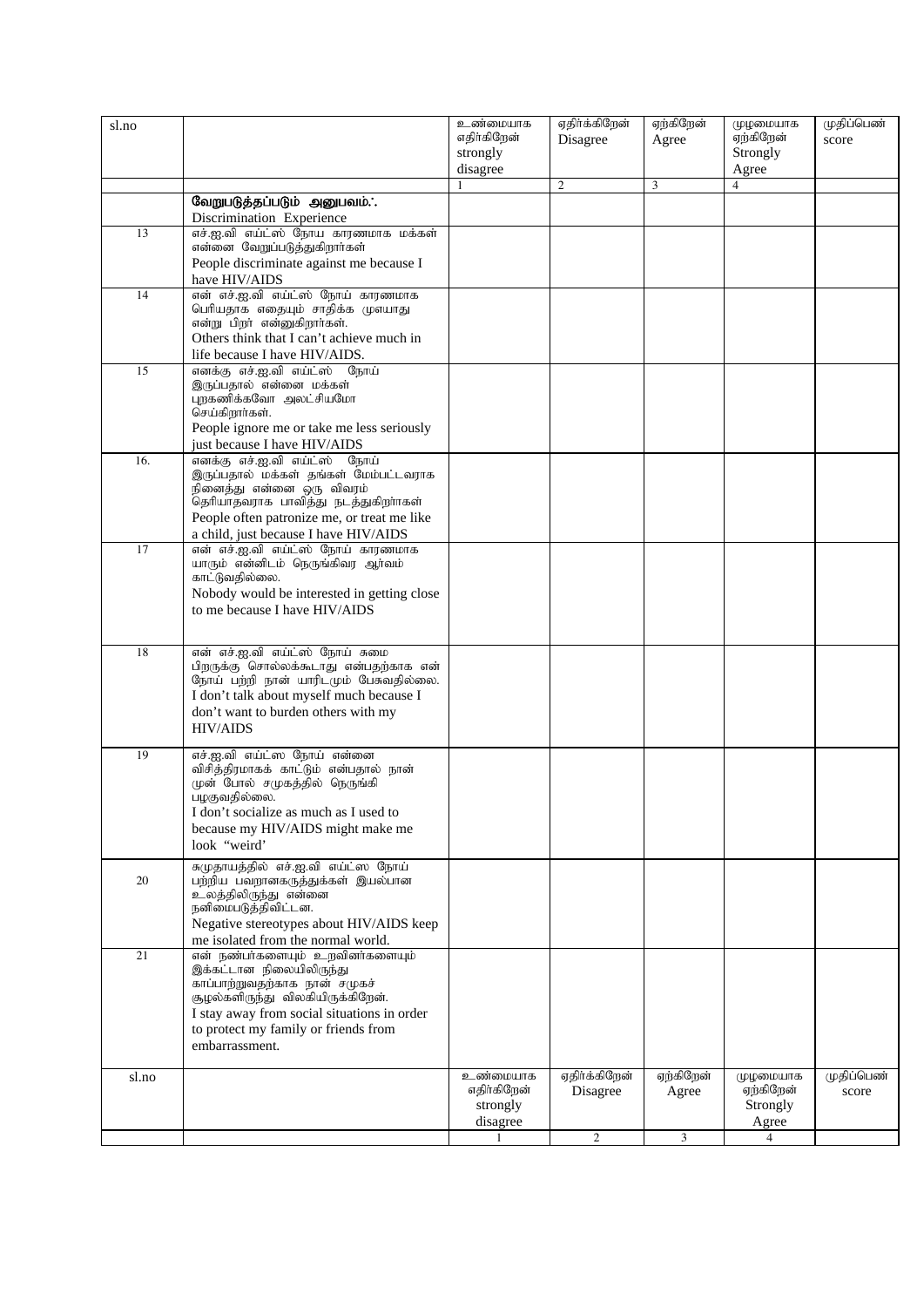| sl.no | | உண்மையாக எதிர்கிறேன் strongly disagree | ஏதிர்க்கிறேன் Disagree | ஏற்கிறேன் Agree | முழுமையாக ஏற்கிறேன் Strongly Agree | முதிப்பெண் score |
|---|---|---|---|---|---|---|
| | | 1 | 2 | 3 | 4 | |
| | **வேறுபடுத்தப்படும் அனுபவம்:.** Discrimination Experience | | | | | |
| 13 | எச்.ஐ.வி எய்ட்ஸ் நோய காரணமாக மக்கள் என்னை வேறுப்படுத்துகிறார்கள் People discriminate against me because I have HIV/AIDS | | | | | |
| 14 | என் எச்.ஐ.வி எய்ட்ஸ் நோய் காரணமாக பெரியதாக எதையும் சாதிக்க முயாது என்று பிறர் என்னுகிறார்கள். Others think that I can't achieve much in life because I have HIV/AIDS. | | | | | |
| 15 | எனக்கு எச்.ஐ.வி எய்ட்ஸ் நோய் இருப்பதால் என்னை மக்கள் புறகணிக்கவோ அலட்சியமோ செய்கிறார்கள். People ignore me or take me less seriously just because I have HIV/AIDS | | | | | |
| 16. | எனக்கு எச்.ஐ.வி எய்ட்ஸ் நோய் இருப்பதால் மக்கள் தங்கள் மேம்பட்டவராக நினைத்து என்னை ஒரு விவரம் தெரியாதவராக பாவித்து நடத்துகிறார்கள் People often patronize me, or treat me like a child, just because I have HIV/AIDS | | | | | |
| 17 | என் எச்.ஐ.வி எய்ட்ஸ் நோய் காரணமாக யாரும் என்னிடம் நெருங்கிவர ஆர்வம் காட்டுவதில்லை. Nobody would be interested in getting close to me because I have HIV/AIDS | | | | | |
| 18 | என் எச்.ஐ.வி எய்ட்ஸ் நோய் சுமை பிறருக்கு சொல்லக்கூடாது என்பதற்காக என் நோய் பற்றி நான் யாரிடமும் பேசுவதில்லை. I don't talk about myself much because I don't want to burden others with my HIV/AIDS | | | | | |
| 19 | எச்.ஐ.வி எய்ட்ஸ நோய் என்னை விசித்திரமாகக் காட்டும் என்பதால் நான் முன் போல் சமுகத்தில் நெருங்கி பழகுவதில்லை. I don't socialize as much as I used to because my HIV/AIDS might make me look "weird' | | | | | |
| 20 | சுமுதாயத்தில் எச்.ஐ.வி எய்ட்ஸ நோய் பற்றிய பவறானகருத்துக்கள் இயல்பான உலத்திலிருந்து என்னை நனிமைபடுத்திவிட்டன. Negative stereotypes about HIV/AIDS keep me isolated from the normal world. | | | | | |
| 21 | என் நண்பர்களையும் உறவினர்களையும் இக்கட்டான நிலையிலிருந்து காப்பாற்றுவதற்காக நான் சமுகச் சூழல்களிருந்து விலகியிருக்கிறேன். I stay away from social situations in order to protect my family or friends from embarrassment. | | | | | |
| sl.no | | உண்மையாக எதிர்கிறேன் strongly disagree | ஏதிர்க்கிறேன் Disagree | ஏற்கிறேன் Agree | முழுமையாக ஏற்கிறேன் Strongly Agree | முதிப்பெண் score |
| | | 1 | 2 | 3 | 4 | |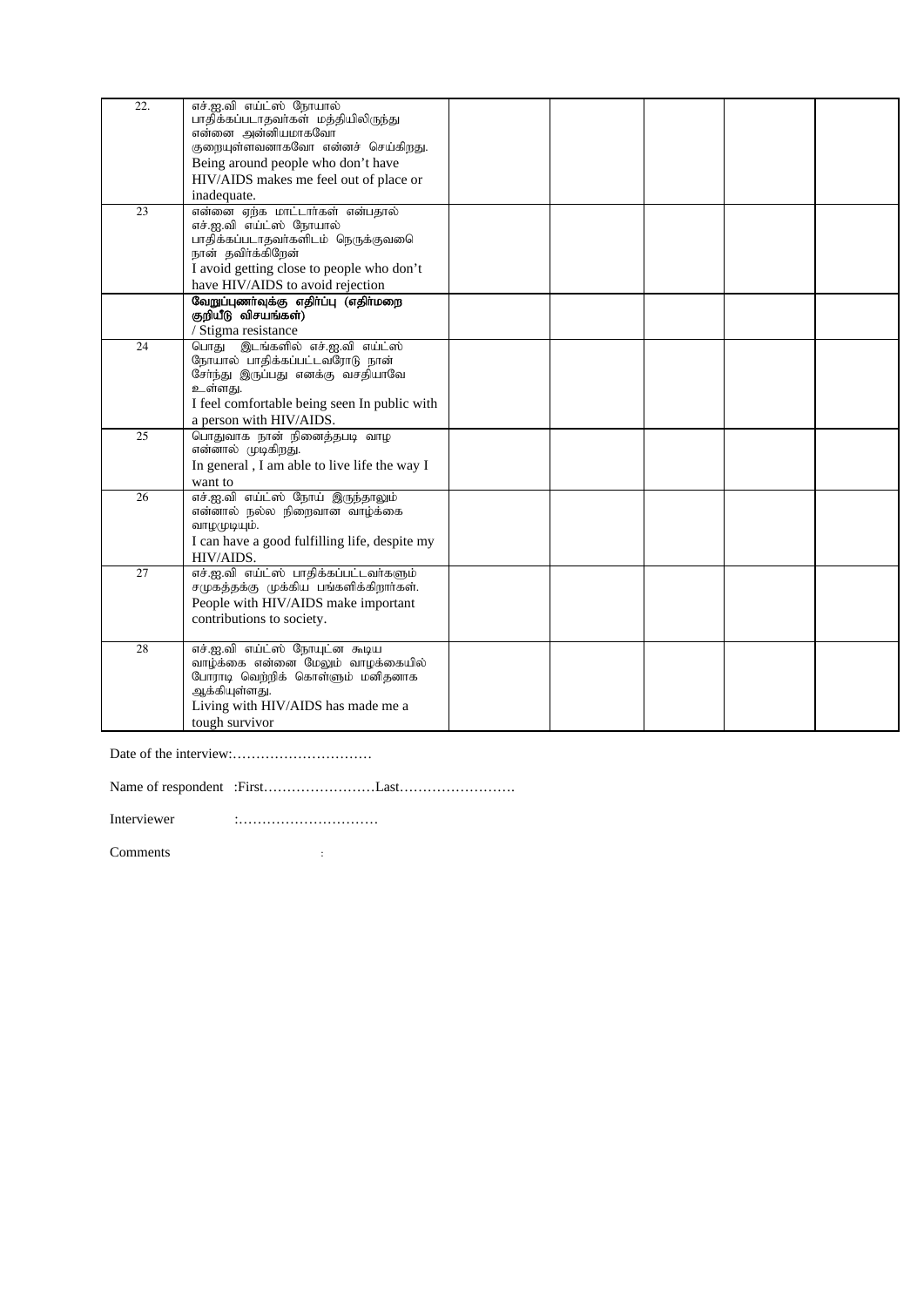| 22. | எச்.ஐ.வி எய்ட்ஸ் நோயால் பாதிக்கப்படாதவர்கள் மத்தியிலிருந்து என்னை அன்னியமாகவோ குறையுள்ளவனாகவோ என்னச் செய்கிறது. Being around people who don't have HIV/AIDS makes me feel out of place or inadequate. | | | | | |
|---|---|---|---|---|---|---|
| 23 | என்னை ஏற்க மாட்டார்கள் என்பதால் எச்.ஐ.வி எய்ட்ஸ் நோயால் பாதிக்கப்படாதவர்களிடம் நெருக்குவதை நான் தவிர்க்கிறேன் I avoid getting close to people who don't have HIV/AIDS to avoid rejection | | | | | |
| | **வேறுப்புணர்வுக்கு எதிர்ப்பு (எதிர்மறை குறியீடு விசயங்கள்)** / Stigma resistance | | | | | |
| 24 | பொது இடங்களில் எச்.ஐ.வி எய்ட்ஸ் நோயால் பாதிக்கப்பட்டவரோடு நான் சேர்ந்து இருப்பது எனக்கு வசதியாவே உள்ளது. I feel comfortable being seen In public with a person with HIV/AIDS. | | | | | |
| 25 | பொதுவாக நான் நினைத்தபடி வாழ என்னால் முடிகிறது. In general , I am able to live life the way I want to | | | | | |
| 26 | எச்.ஐ.வி எய்ட்ஸ் நோய் இருந்தாலும் என்னால் நல்ல நிறைவான வாழ்க்கை வாழமுடியும். I can have a good fulfilling life, despite my HIV/AIDS. | | | | | |
| 27 | எச்.ஐ.வி எய்ட்ஸ் பாதிக்கப்பட்டவர்களும் சமுகத்தக்கு முக்கிய பங்களிக்கிறார்கள். People with HIV/AIDS make important contributions to society. | | | | | |
| 28 | எச்.ஐ.வி எய்ட்ஸ் நோயுட்ன கூடிய வாழ்க்கை என்னை மேலும் வாழக்கையில் போராடி வெற்றிக் கொள்ளும் மனிதனாக ஆக்கியுள்ளது. Living with HIV/AIDS has made me a tough survivor | | | | | |

Date of the interview:…………………………

Name of respondent :First……………………Last…………………….

Interviewer :…………………………

Comments :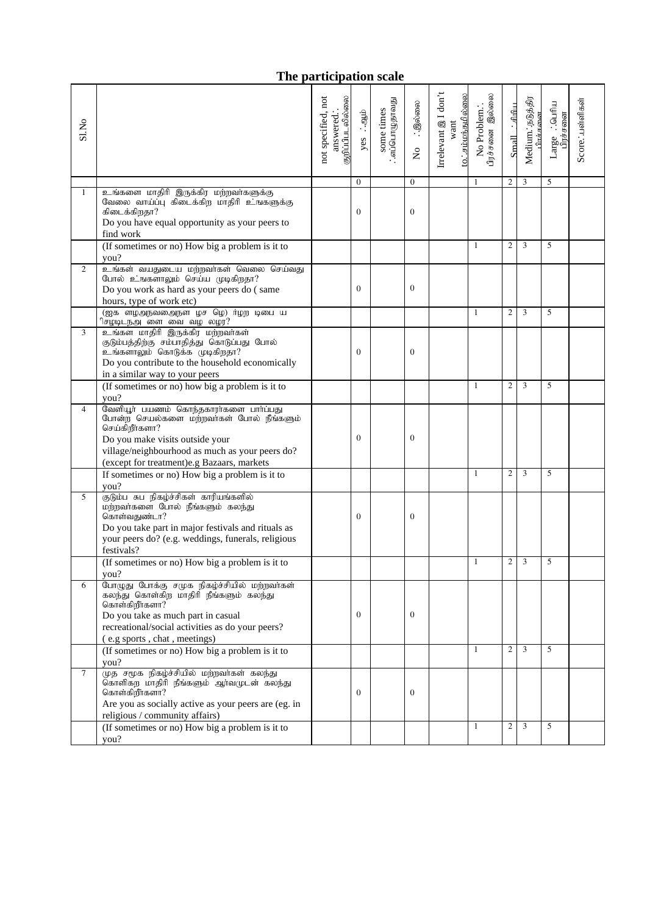## The participation scale

| Sl.No | | not specified, not answered.: குறிப்பிடவில்லை | yes :ஆம் | some times :எப்பொழுதாவது | No :இல்லை | Irrelevant @ I don't want to:சம்மந்தமில்லை | No Problem.: பிரச்சனை இல்லை | Small :சிறிய | Medium:நடுத்திர பிரச்சனை | Large :பெரிய பிரச்சனை | Score:மதிப்பெண்கள் |
|---|---|---|---|---|---|---|---|---|---|---|---|
| | | | 0 | | 0 | | 1 | 2 | 3 | 5 | |
| 1 | உங்களை மாதிரி இருக்கிர மற்றவர்களுக்கு வேலை வாய்ப்பு கிடைக்கிற மாதிரி உங்களுக்கு கிடைக்கிறதா? Do you have equal opportunity as your peers to find work | | 0 | | 0 | | | | | | |
| | (If sometimes or no) How big a problem is it to you? | | | | | | 1 | 2 | 3 | 5 | |
| 2 | உங்கள் வயதுடைய மற்றவர்கள் வெலை செய்வது போல் உங்களாலும் செய்ய முடிகிறதா? Do you work as hard as your peers do ( same hours, type of work etc) | | 0 | | 0 | | | | | | |
| | (ஐக ளழஅநவைஅநள ழச ழெ) ர்ழற டிபை ய pசழடிடநஅ ளை வை வழ லழர? | | | | | | 1 | 2 | 3 | 5 | |
| 3 | உங்கள மாதிரி இருக்கிர மற்றவர்கள் குடும்பத்திற்கு சம்பாதித்து கொடுப்பது போல் உங்களாலும் கொடுக்க முடிகிறதா? Do you contribute to the household economically in a similar way to your peers | | 0 | | 0 | | | | | | |
| | (If sometimes or no) how big a problem is it to you? | | | | | | 1 | 2 | 3 | 5 | |
| 4 | வேளியூர் பயணம் கொந்தகாரர்களை பார்ப்பது போன்ற செயல்களை மற்றவர்கள் போல் நீங்களும் செய்கிறீர்களா? Do you make visits outside your village/neighbourhood as much as your peers do? (except for treatment)e.g Bazaars, markets | | 0 | | 0 | | | | | | |
| | If sometimes or no) How big a problem is it to you? | | | | | | 1 | 2 | 3 | 5 | |
| 5 | குடும்ப சுப நிகழ்ச்சிகள் காரியங்களில் மற்றவர்களை போல் நீங்களும் கலந்து கொள்வதுண்டா? Do you take part in major festivals and rituals as your peers do? (e.g. weddings, funerals, religious festivals? | | 0 | | 0 | | | | | | |
| | (If sometimes or no) How big a problem is it to you? | | | | | | 1 | 2 | 3 | 5 | |
| 6 | போழுது போக்கு சமுக நிகழ்ச்சியில் மற்றவர்கள் கலந்து கொள்கிற மாதிரி நீங்களும் கலந்து கொள்கிறீர்களா? Do you take as much part in casual recreational/social activities as do your peers? ( e.g sports , chat , meetings) | | 0 | | 0 | | | | | | |
| | (If sometimes or no) How big a problem is it to you? | | | | | | 1 | 2 | 3 | 5 | |
| 7 | முத சமூக நிகழ்ச்சியில் மற்றவர்கள் கலந்து கொளிகற மாதிரி நீங்களும் ஆர்வமுடன் கலந்து கொள்கிறீர்களா? Are you as socially active as your peers are (eg. in religious / community affairs) | | 0 | | 0 | | | | | | |
| | (If sometimes or no) How big a problem is it to you? | | | | | | 1 | 2 | 3 | 5 | |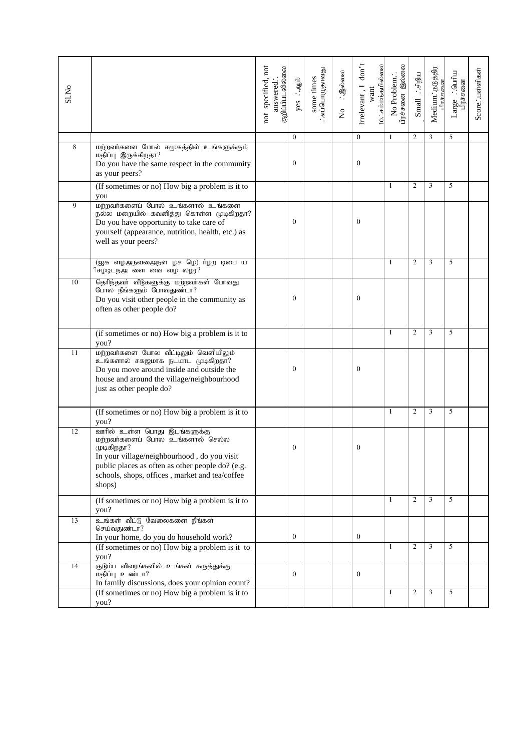| Sl.No | | not specified, not answered.: குறிப்பிடவில்லை | yes :ஆம் | some times :எப்பொழுதாவது | No :இல்லை | Irrelevant , I don't want to:சம்மந்தமில்லை | No Problem.: பிரச்சனை இல்லை | Small :சிறிய | Medium:நடுத்திர பிரச்சனை | Large :பெரிய பிரச்சனை | Score:புள்ளிகள் |
|---|---|---|---|---|---|---|---|---|---|---|---|
| | | | 0 | | | 0 | 1 | 2 | 3 | 5 | |
| 8 | மற்றவர்களை போல் சமூகத்தில் உங்களுக்கும் மதிப்பு இருக்கிறதா? Do you have the same respect in the community as your peers? | | 0 | | | 0 | | | | | |
| | (If sometimes or no) How big a problem is it to you | | | | | | 1 | 2 | 3 | 5 | |
| 9 | மற்றவர்களைப் போல் உங்களால் உங்களை நல்ல மறையில் கவனித்து கொள்ள முடிகிறதா? Do you have opportunity to take care of yourself (appearance, nutrition, health, etc.) as well as your peers? | | 0 | | | 0 | | | | | |
| | (ஐக ளழஅநவஅநள ழச ழெ) ர்ழற டிபை ய ிசழடிடநஅ ளை வை வழ லழர? | | | | | | 1 | 2 | 3 | 5 | |
| 10 | தெரிந்தவர் வீடுகளுக்கு மற்றவர்கள் போவது போல நீங்களும் போவதுண்டா? Do you visit other people in the community as often as other people do? | | 0 | | | 0 | | | | | |
| | (if sometimes or no) How big a problem is it to you? | | | | | | 1 | 2 | 3 | 5 | |
| 11 | மற்றவர்களை போல வீட்டிலும் வெளியிலும் உங்களால் சகஜமாக நடமாட முடிகிறதா? Do you move around inside and outside the house and around the village/neighbourhood just as other people do? | | 0 | | | 0 | | | | | |
| | (If sometimes or no) How big a problem is it to you? | | | | | | 1 | 2 | 3 | 5 | |
| 12 | ஊரில் உள்ள பொது இடங்களுக்கு மற்றவர்களைப் போல உங்களால் செல்ல முடிகிறதா? In your village/neighbourhood , do you visit public places as often as other people do? (e.g. schools, shops, offices , market and tea/coffee shops) | | 0 | | | 0 | | | | | |
| | (If sometimes or no) How big a problem is it to you? | | | | | | 1 | 2 | 3 | 5 | |
| 13 | உங்கள் வீட்டு வேலைகளை நீங்கள் செய்வதுண்டா? In your home, do you do household work? | | 0 | | | 0 | | | | | |
| | (If sometimes or no) How big a problem is it to you? | | | | | | 1 | 2 | 3 | 5 | |
| 14 | குடும்ப விவரங்களில் உங்கள் கருத்துக்கு மதிப்பு உண்டா? In family discussions, does your opinion count? | | 0 | | | 0 | | | | | |
| | (If sometimes or no) How big a problem is it to you? | | | | | | 1 | 2 | 3 | 5 | |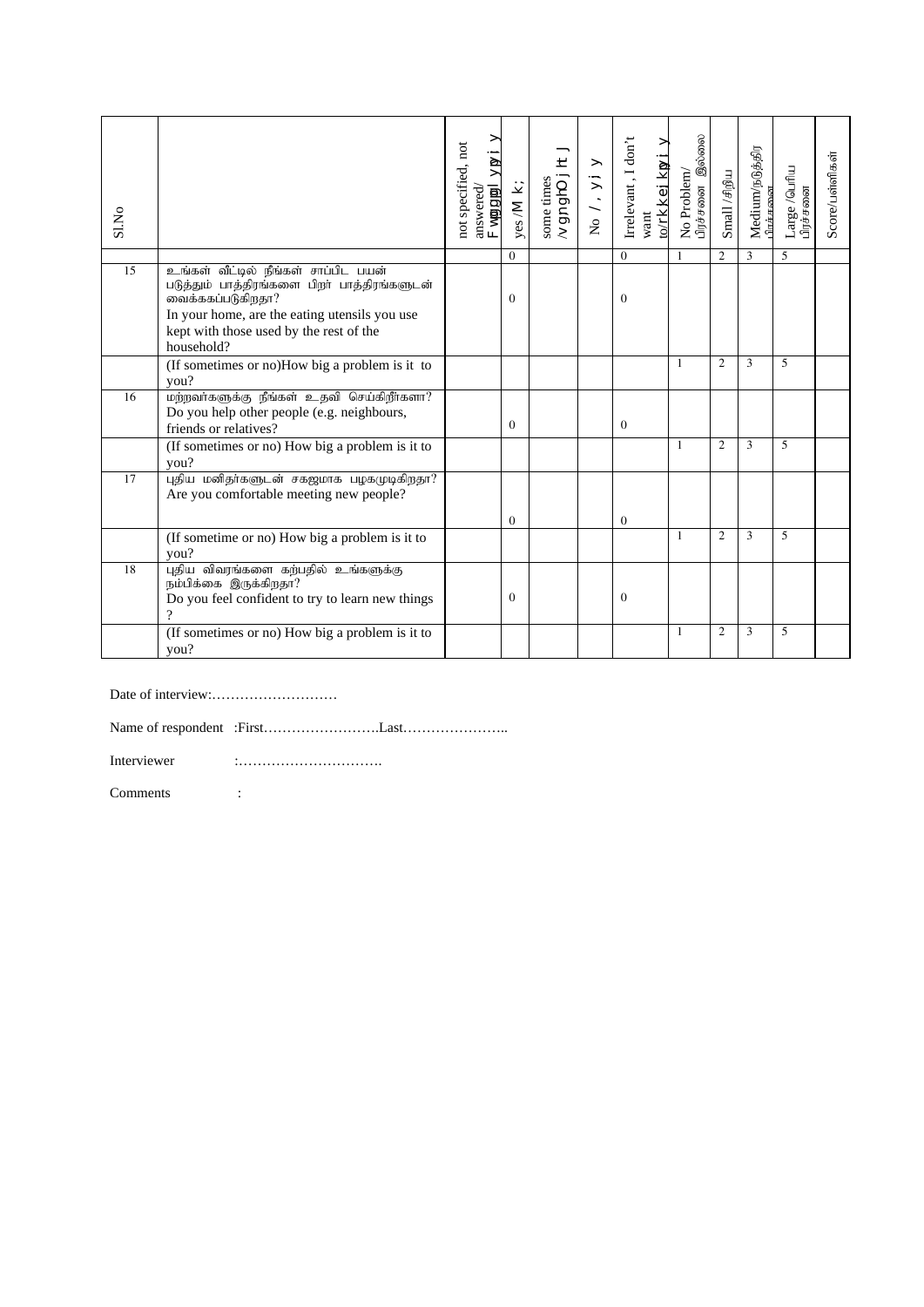| Sl.No | | not specified, not answered/ Fwpg;gplg;glhjit | yes /Mk; | some times /vg;nghOjhtJ | No /, yi y | Irrelevant , I don't want to/rk;ke;jkpy;iy | No Problem/ பிரச்சனை இல்லை | Small /சிறிய | Medium/நடுத்திர பிரச்சனை | Large /பெரிய பிரச்சனை | Score/புள்ளிகள் |
|---|---|---|---|---|---|---|---|---|---|---|---|
| | | | 0 | | | 0 | 1 | 2 | 3 | 5 | |
| 15 | உங்கள் வீட்டில் நீங்கள் சாப்பிட பயன் படுத்தும் பாத்திரங்களை பிறர் பாத்திரங்களுடன் வைக்கப்படுகிறதா? In your home, are the eating utensils you use kept with those used by the rest of the household? | | 0 | | | 0 | | | | | |
| | (If sometimes or no)How big a problem is it to you? | | | | | | 1 | 2 | 3 | 5 | |
| 16 | மற்றவர்களுக்கு நீங்கள் உதவி செய்கிறீர்களா? Do you help other people (e.g. neighbours, friends or relatives? | | 0 | | | 0 | | | | | |
| | (If sometimes or no) How big a problem is it to you? | | | | | | 1 | 2 | 3 | 5 | |
| 17 | புதிய மனிதர்களுடன் சகஜமாக பழகமுடிகிறதா? Are you comfortable meeting new people? | | 0 | | | 0 | | | | | |
| | (If sometime or no) How big a problem is it to you? | | | | | | 1 | 2 | 3 | 5 | |
| 18 | புதிய விவரங்களை கற்பதில் உங்களுக்கு நம்பிக்கை இருக்கிறதா? Do you feel confident to try to learn new things ? | | 0 | | | 0 | | | | | |
| | (If sometimes or no) How big a problem is it to you? | | | | | | 1 | 2 | 3 | 5 | |

Date of interview:………………………

Name of respondent :First…………………….Last…………………..

Interviewer :………………………….

Comments :